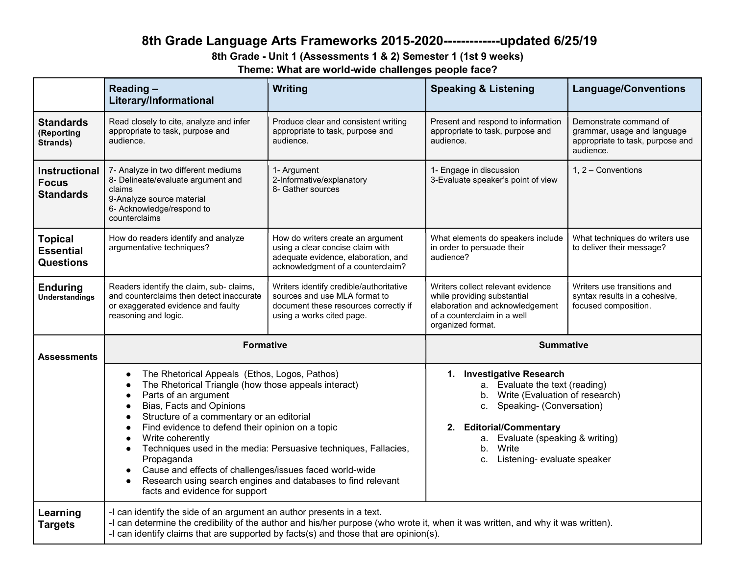# 8th Grade Language Arts Frameworks 2015-2020-------------updated 6/25/19

## 8th Grade - Unit 1 (Assessments 1 & 2) Semester 1 (1st 9 weeks)

## Theme: What are world-wide challenges people face?

| | Reading – Literary/Informational | Writing | Speaking & Listening | Language/Conventions |
|---|---|---|---|---|
| **Standards** (Reporting Strands) | Read closely to cite, analyze and infer appropriate to task, purpose and audience. | Produce clear and consistent writing appropriate to task, purpose and audience. | Present and respond to information appropriate to task, purpose and audience. | Demonstrate command of grammar, usage and language appropriate to task, purpose and audience. |
| **Instructional Focus Standards** | 7- Analyze in two different mediums<br>8- Delineate/evaluate argument and claims<br>9-Analyze source material<br>6- Acknowledge/respond to counterclaims | 1- Argument<br>2-Informative/explanatory<br>8- Gather sources | 1- Engage in discussion<br>3-Evaluate speaker's point of view | 1, 2 – Conventions |
| **Topical Essential Questions** | How do readers identify and analyze argumentative techniques? | How do writers create an argument using a clear concise claim with adequate evidence, elaboration, and acknowledgment of a counterclaim? | What elements do speakers include in order to persuade their audience? | What techniques do writers use to deliver their message? |
| **Enduring Understandings** | Readers identify the claim, sub- claims, and counterclaims then detect inaccurate or exaggerated evidence and faulty reasoning and logic. | Writers identify credible/authoritative sources and use MLA format to document these resources correctly if using a works cited page. | Writers collect relevant evidence while providing substantial elaboration and acknowledgement of a counterclaim in a well organized format. | Writers use transitions and syntax results in a cohesive, focused composition. |
| **Assessments** | **Formative** | | **Summative** | |
| | • The Rhetorical Appeals (Ethos, Logos, Pathos)<br>• The Rhetorical Triangle (how those appeals interact)<br>• Parts of an argument<br>• Bias, Facts and Opinions<br>• Structure of a commentary or an editorial<br>• Find evidence to defend their opinion on a topic<br>• Write coherently<br>• Techniques used in the media: Persuasive techniques, Fallacies, Propaganda<br>• Cause and effects of challenges/issues faced world-wide<br>• Research using search engines and databases to find relevant facts and evidence for support | | 1. **Investigative Research**<br>a. Evaluate the text (reading)<br>b. Write (Evaluation of research)<br>c. Speaking- (Conversation)<br><br>2. **Editorial/Commentary**<br>a. Evaluate (speaking & writing)<br>b. Write<br>c. Listening- evaluate speaker | |
| **Learning Targets** | -I can identify the side of an argument an author presents in a text.<br>-I can determine the credibility of the author and his/her purpose (who wrote it, when it was written, and why it was written).<br>-I can identify claims that are supported by facts(s) and those that are opinion(s). | | | |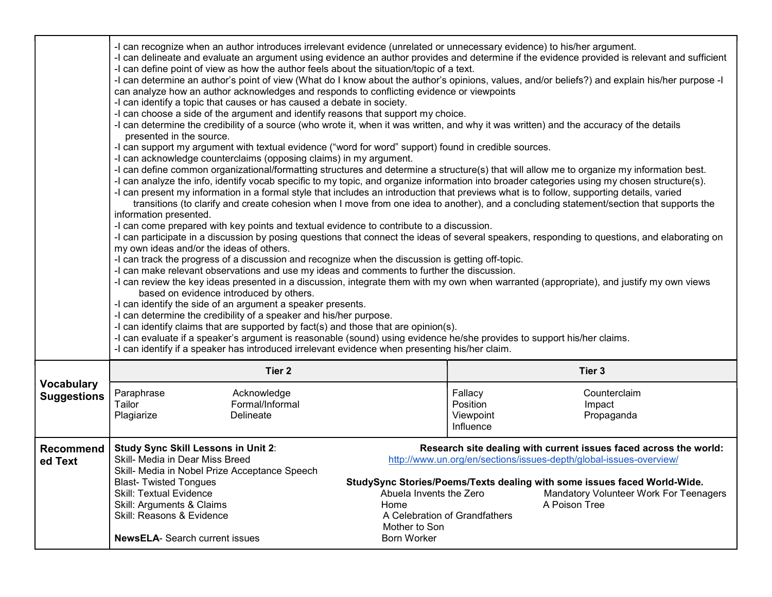| | |
|---|---|
| | -I can recognize when an author introduces irrelevant evidence (unrelated or unnecessary evidence) to his/her argument.<br>-I can delineate and evaluate an argument using evidence an author provides and determine if the evidence provided is relevant and sufficient<br>-I can define point of view as how the author feels about the situation/topic of a text.<br>-I can determine an author's point of view (What do I know about the author's opinions, values, and/or beliefs?) and explain his/her purpose -I can analyze how an author acknowledges and responds to conflicting evidence or viewpoints<br>-I can identify a topic that causes or has caused a debate in society.<br>-I can choose a side of the argument and identify reasons that support my choice.<br>-I can determine the credibility of a source (who wrote it, when it was written, and why it was written) and the accuracy of the details presented in the source.<br>-I can support my argument with textual evidence ("word for word" support) found in credible sources.<br>-I can acknowledge counterclaims (opposing claims) in my argument.<br>-I can define common organizational/formatting structures and determine a structure(s) that will allow me to organize my information best.<br>-I can analyze the info, identify vocab specific to my topic, and organize information into broader categories using my chosen structure(s).<br>-I can present my information in a formal style that includes an introduction that previews what is to follow, supporting details, varied transitions (to clarify and create cohesion when I move from one idea to another), and a concluding statement/section that supports the information presented.<br>-I can come prepared with key points and textual evidence to contribute to a discussion.<br>-I can participate in a discussion by posing questions that connect the ideas of several speakers, responding to questions, and elaborating on my own ideas and/or the ideas of others.<br>-I can track the progress of a discussion and recognize when the discussion is getting off-topic.<br>-I can make relevant observations and use my ideas and comments to further the discussion.<br>-I can review the key ideas presented in a discussion, integrate them with my own when warranted (appropriate), and justify my own views based on evidence introduced by others.<br>-I can identify the side of an argument a speaker presents.<br>-I can determine the credibility of a speaker and his/her purpose.<br>-I can identify claims that are supported by fact(s) and those that are opinion(s).<br>-I can evaluate if a speaker's argument is reasonable (sound) using evidence he/she provides to support his/her claims.<br>-I can identify if a speaker has introduced irrelevant evidence when presenting his/her claim. |

| **Vocabulary Suggestions** | **Tier 2** | | **Tier 3** | |
|---|---|---|---|---|
| | Paraphrase<br>Tailor<br>Plagiarize | Acknowledge<br>Formal/Informal<br>Delineate | Fallacy<br>Position<br>Viewpoint<br>Influence | Counterclaim<br>Impact<br>Propaganda |

| **Recommended Text** | | |
|---|---|---|
| | **Study Sync Skill Lessons in Unit 2**:<br>Skill- Media in Dear Miss Breed<br>Skill- Media in Nobel Prize Acceptance Speech<br>Blast- Twisted Tongues<br>Skill: Textual Evidence<br>Skill: Arguments & Claims<br>Skill: Reasons & Evidence<br><br>**NewsELA**- Search current issues | **Research site dealing with current issues faced across the world:**<br>http://www.un.org/en/sections/issues-depth/global-issues-overview/<br><br>**StudySync Stories/Poems/Texts dealing with some issues faced World-Wide.**<br>Abuela Invents the Zero<br>Home<br>A Celebration of Grandfathers<br>Mother to Son<br>Born Worker<br>Mandatory Volunteer Work For Teenagers<br>A Poison Tree |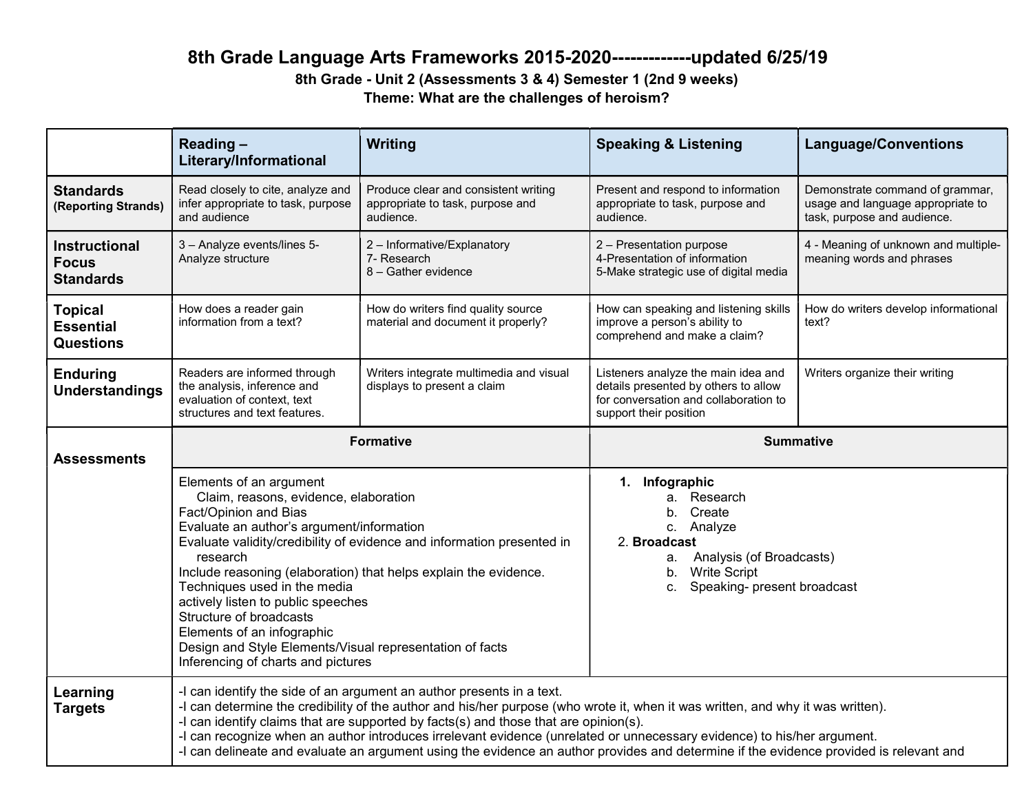# 8th Grade Language Arts Frameworks 2015-2020-------------updated 6/25/19

**8th Grade - Unit 2 (Assessments 3 & 4) Semester 1 (2nd 9 weeks)**

**Theme: What are the challenges of heroism?**

| | Reading – Literary/Informational | Writing | Speaking & Listening | Language/Conventions |
|---|---|---|---|---|
| **Standards** (Reporting Strands) | Read closely to cite, analyze and infer appropriate to task, purpose and audience | Produce clear and consistent writing appropriate to task, purpose and audience. | Present and respond to information appropriate to task, purpose and audience. | Demonstrate command of grammar, usage and language appropriate to task, purpose and audience. |
| **Instructional Focus Standards** | 3 – Analyze events/lines 5- Analyze structure | 2 – Informative/Explanatory<br>7- Research<br>8 – Gather evidence | 2 – Presentation purpose<br>4-Presentation of information<br>5-Make strategic use of digital media | 4 - Meaning of unknown and multiple-meaning words and phrases |
| **Topical Essential Questions** | How does a reader gain information from a text? | How do writers find quality source material and document it properly? | How can speaking and listening skills improve a person's ability to comprehend and make a claim? | How do writers develop informational text? |
| **Enduring Understandings** | Readers are informed through the analysis, inference and evaluation of context, text structures and text features. | Writers integrate multimedia and visual displays to present a claim | Listeners analyze the main idea and details presented by others to allow for conversation and collaboration to support their position | Writers organize their writing |
| **Assessments** | **Formative** | | **Summative** | |
| | Elements of an argument<br>Claim, reasons, evidence, elaboration<br>Fact/Opinion and Bias<br>Evaluate an author's argument/information<br>Evaluate validity/credibility of evidence and information presented in research<br>Include reasoning (elaboration) that helps explain the evidence.<br>Techniques used in the media<br>actively listen to public speeches<br>Structure of broadcasts<br>Elements of an infographic<br>Design and Style Elements/Visual representation of facts<br>Inferencing of charts and pictures | | 1. **Infographic**<br>a. Research<br>b. Create<br>c. Analyze<br>2. **Broadcast**<br>a. Analysis (of Broadcasts)<br>b. Write Script<br>c. Speaking- present broadcast | |
| **Learning Targets** | -I can identify the side of an argument an author presents in a text.<br>-I can determine the credibility of the author and his/her purpose (who wrote it, when it was written, and why it was written).<br>-I can identify claims that are supported by facts(s) and those that are opinion(s).<br>-I can recognize when an author introduces irrelevant evidence (unrelated or unnecessary evidence) to his/her argument.<br>-I can delineate and evaluate an argument using the evidence an author provides and determine if the evidence provided is relevant and | | | |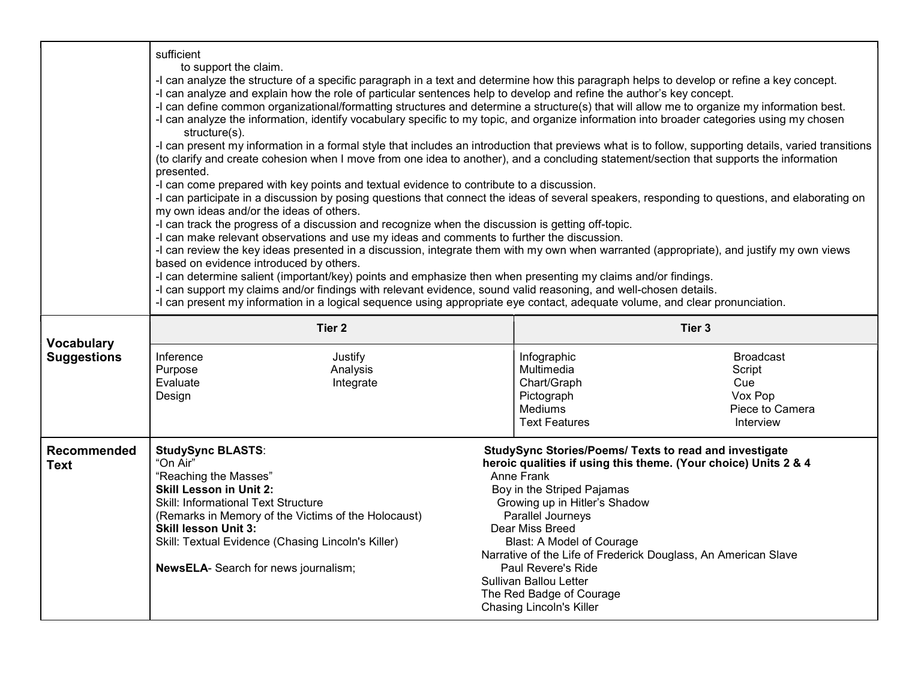| | | | | |
|---|---|---|---|---|
| | sufficient to support the claim.<br>-I can analyze the structure of a specific paragraph in a text and determine how this paragraph helps to develop or refine a key concept.<br>-I can analyze and explain how the role of particular sentences help to develop and refine the author's key concept.<br>-I can define common organizational/formatting structures and determine a structure(s) that will allow me to organize my information best.<br>-I can analyze the information, identify vocabulary specific to my topic, and organize information into broader categories using my chosen structure(s).<br>-I can present my information in a formal style that includes an introduction that previews what is to follow, supporting details, varied transitions (to clarify and create cohesion when I move from one idea to another), and a concluding statement/section that supports the information presented.<br>-I can come prepared with key points and textual evidence to contribute to a discussion.<br>-I can participate in a discussion by posing questions that connect the ideas of several speakers, responding to questions, and elaborating on my own ideas and/or the ideas of others.<br>-I can track the progress of a discussion and recognize when the discussion is getting off-topic.<br>-I can make relevant observations and use my ideas and comments to further the discussion.<br>-I can review the key ideas presented in a discussion, integrate them with my own when warranted (appropriate), and justify my own views based on evidence introduced by others.<br>-I can determine salient (important/key) points and emphasize then when presenting my claims and/or findings.<br>-I can support my claims and/or findings with relevant evidence, sound valid reasoning, and well-chosen details.<br>-I can present my information in a logical sequence using appropriate eye contact, adequate volume, and clear pronunciation. | | | |
| **Vocabulary Suggestions** | **Tier 2** | | **Tier 3** | |
| | Inference<br>Purpose<br>Evaluate<br>Design | Justify<br>Analysis<br>Integrate | Infographic<br>Multimedia<br>Chart/Graph<br>Pictograph<br>Mediums<br>Text Features | Broadcast<br>Script<br>Cue<br>Vox Pop<br>Piece to Camera<br>Interview |
| **Recommended Text** | **StudySync BLASTS**:<br>"On Air"<br>"Reaching the Masses"<br>**Skill Lesson in Unit 2:**<br>Skill: Informational Text Structure<br>(Remarks in Memory of the Victims of the Holocaust)<br>**Skill lesson Unit 3:**<br>Skill: Textual Evidence (Chasing Lincoln's Killer)<br><br>**NewsELA**- Search for news journalism; | | **StudySync Stories/Poems/ Texts to read and investigate heroic qualities if using this theme. (Your choice) Units 2 & 4**<br>Anne Frank<br>Boy in the Striped Pajamas<br>Growing up in Hitler's Shadow<br>Parallel Journeys<br>Dear Miss Breed<br>Blast: A Model of Courage<br>Narrative of the Life of Frederick Douglass, An American Slave<br>Paul Revere's Ride<br>Sullivan Ballou Letter<br>The Red Badge of Courage<br>Chasing Lincoln's Killer | |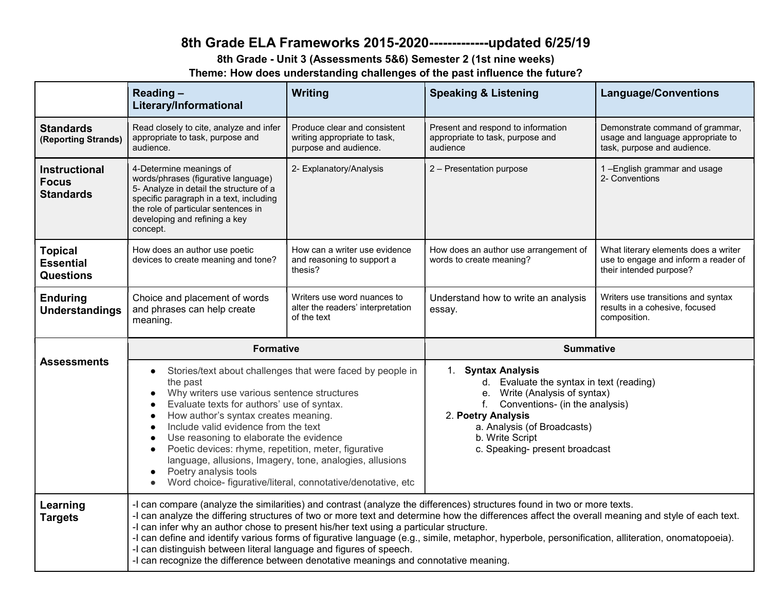# 8th Grade ELA Frameworks 2015-2020-------------updated 6/25/19

## 8th Grade - Unit 3 (Assessments 5&6) Semester 2 (1st nine weeks)

### Theme: How does understanding challenges of the past influence the future?

| | Reading – Literary/Informational | Writing | Speaking & Listening | Language/Conventions |
|---|---|---|---|---|
| **Standards** (Reporting Strands) | Read closely to cite, analyze and infer appropriate to task, purpose and audience. | Produce clear and consistent writing appropriate to task, purpose and audience. | Present and respond to information appropriate to task, purpose and audience | Demonstrate command of grammar, usage and language appropriate to task, purpose and audience. |
| **Instructional Focus Standards** | 4-Determine meanings of words/phrases (figurative language)<br>5- Analyze in detail the structure of a specific paragraph in a text, including the role of particular sentences in developing and refining a key concept. | 2- Explanatory/Analysis | 2 – Presentation purpose | 1 –English grammar and usage<br>2- Conventions |
| **Topical Essential Questions** | How does an author use poetic devices to create meaning and tone? | How can a writer use evidence and reasoning to support a thesis? | How does an author use arrangement of words to create meaning? | What literary elements does a writer use to engage and inform a reader of their intended purpose? |
| **Enduring Understandings** | Choice and placement of words and phrases can help create meaning. | Writers use word nuances to alter the readers' interpretation of the text | Understand how to write an analysis essay. | Writers use transitions and syntax results in a cohesive, focused composition. |
| **Assessments** | **Formative** | | **Summative** | |
| | • Stories/text about challenges that were faced by people in the past<br>• Why writers use various sentence structures<br>• Evaluate texts for authors' use of syntax.<br>• How author's syntax creates meaning.<br>• Include valid evidence from the text<br>• Use reasoning to elaborate the evidence<br>• Poetic devices: rhyme, repetition, meter, figurative language, allusions, Imagery, tone, analogies, allusions<br>• Poetry analysis tools<br>• Word choice- figurative/literal, connotative/denotative, etc | | 1. **Syntax Analysis**<br>d. Evaluate the syntax in text (reading)<br>e. Write (Analysis of syntax)<br>f. Conventions- (in the analysis)<br>2. **Poetry Analysis**<br>a. Analysis (of Broadcasts)<br>b. Write Script<br>c. Speaking- present broadcast | |
| **Learning Targets** | -I can compare (analyze the similarities) and contrast (analyze the differences) structures found in two or more texts.<br>-I can analyze the differing structures of two or more text and determine how the differences affect the overall meaning and style of each text.<br>-I can infer why an author chose to present his/her text using a particular structure.<br>-I can define and identify various forms of figurative language (e.g., simile, metaphor, hyperbole, personification, alliteration, onomatopoeia).<br>-I can distinguish between literal language and figures of speech.<br>-I can recognize the difference between denotative meanings and connotative meaning. | | | |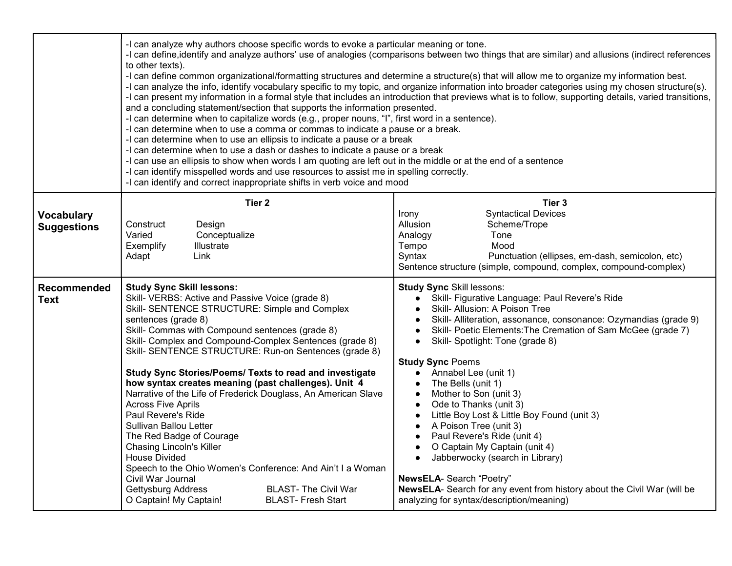| | | |
|---|---|---|
| | -I can analyze why authors choose specific words to evoke a particular meaning or tone.<br>-I can define,identify and analyze authors' use of analogies (comparisons between two things that are similar) and allusions (indirect references to other texts).<br>-I can define common organizational/formatting structures and determine a structure(s) that will allow me to organize my information best.<br>-I can analyze the info, identify vocabulary specific to my topic, and organize information into broader categories using my chosen structure(s).<br>-I can present my information in a formal style that includes an introduction that previews what is to follow, supporting details, varied transitions, and a concluding statement/section that supports the information presented.<br>-I can determine when to capitalize words (e.g., proper nouns, "I", first word in a sentence).<br>-I can determine when to use a comma or commas to indicate a pause or a break.<br>-I can determine when to use an ellipsis to indicate a pause or a break<br>-I can determine when to use a dash or dashes to indicate a pause or a break<br>-I can use an ellipsis to show when words I am quoting are left out in the middle or at the end of a sentence<br>-I can identify misspelled words and use resources to assist me in spelling correctly.<br>-I can identify and correct inappropriate shifts in verb voice and mood | |
| **Vocabulary Suggestions** | **Tier 2**<br><br>Construct Design<br>Varied Conceptualize<br>Exemplify Illustrate<br>Adapt Link | **Tier 3**<br>Irony Syntactical Devices<br>Allusion Scheme/Trope<br>Analogy Tone<br>Tempo Mood<br>Syntax Punctuation (ellipses, em-dash, semicolon, etc)<br>Sentence structure (simple, compound, complex, compound-complex) |
| **Recommended Text** | **Study Sync Skill lessons:**<br>Skill- VERBS: Active and Passive Voice (grade 8)<br>Skill- SENTENCE STRUCTURE: Simple and Complex sentences (grade 8)<br>Skill- Commas with Compound sentences (grade 8)<br>Skill- Complex and Compound-Complex Sentences (grade 8)<br>Skill- SENTENCE STRUCTURE: Run-on Sentences (grade 8)<br><br>**Study Sync Stories/Poems/ Texts to read and investigate how syntax creates meaning (past challenges). Unit 4**<br>Narrative of the Life of Frederick Douglass, An American Slave<br>Across Five Aprils<br>Paul Revere's Ride<br>Sullivan Ballou Letter<br>The Red Badge of Courage<br>Chasing Lincoln's Killer<br>House Divided<br>Speech to the Ohio Women's Conference: And Ain't I a Woman<br>Civil War Journal<br>Gettysburg Address BLAST- The Civil War<br>O Captain! My Captain! BLAST- Fresh Start | **Study Sync** Skill lessons:<br>• Skill- Figurative Language: Paul Revere's Ride<br>• Skill- Allusion: A Poison Tree<br>• Skill- Alliteration, assonance, consonance: Ozymandias (grade 9)<br>• Skill- Poetic Elements:The Cremation of Sam McGee (grade 7)<br>• Skill- Spotlight: Tone (grade 8)<br><br>**Study Sync** Poems<br>• Annabel Lee (unit 1)<br>• The Bells (unit 1)<br>• Mother to Son (unit 3)<br>• Ode to Thanks (unit 3)<br>• Little Boy Lost & Little Boy Found (unit 3)<br>• A Poison Tree (unit 3)<br>• Paul Revere's Ride (unit 4)<br>• O Captain My Captain (unit 4)<br>• Jabberwocky (search in Library)<br><br>**NewsELA**- Search "Poetry"<br>**NewsELA**- Search for any event from history about the Civil War (will be analyzing for syntax/description/meaning) |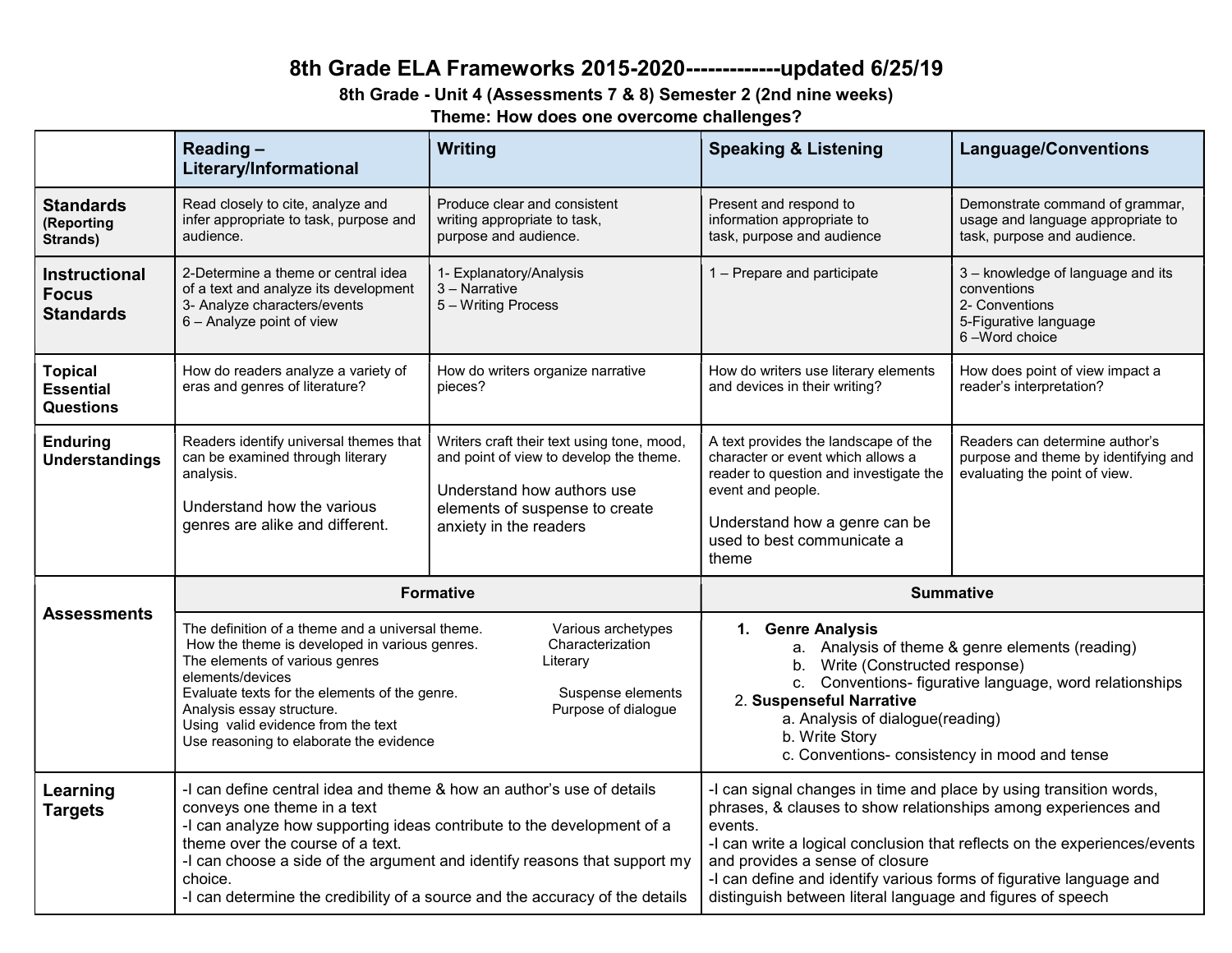# 8th Grade ELA Frameworks 2015-2020-------------updated 6/25/19

## 8th Grade - Unit 4 (Assessments 7 & 8) Semester 2 (2nd nine weeks)

### Theme: How does one overcome challenges?

| | Reading – Literary/Informational | Writing | Speaking & Listening | Language/Conventions |
|---|---|---|---|---|
| **Standards** (Reporting Strands) | Read closely to cite, analyze and infer appropriate to task, purpose and audience. | Produce clear and consistent writing appropriate to task, purpose and audience. | Present and respond to information appropriate to task, purpose and audience | Demonstrate command of grammar, usage and language appropriate to task, purpose and audience. |
| **Instructional Focus Standards** | 2-Determine a theme or central idea of a text and analyze its development<br>3- Analyze characters/events<br>6 – Analyze point of view | 1- Explanatory/Analysis<br>3 – Narrative<br>5 – Writing Process | 1 – Prepare and participate | 3 – knowledge of language and its conventions<br>2- Conventions<br>5-Figurative language<br>6 –Word choice |
| **Topical Essential Questions** | How do readers analyze a variety of eras and genres of literature? | How do writers organize narrative pieces? | How do writers use literary elements and devices in their writing? | How does point of view impact a reader's interpretation? |
| **Enduring Understandings** | Readers identify universal themes that can be examined through literary analysis.<br><br>Understand how the various genres are alike and different. | Writers craft their text using tone, mood, and point of view to develop the theme.<br><br>Understand how authors use elements of suspense to create anxiety in the readers | A text provides the landscape of the character or event which allows a reader to question and investigate the event and people.<br><br>Understand how a genre can be used to best communicate a theme | Readers can determine author's purpose and theme by identifying and evaluating the point of view. |
| **Assessments** | **Formative** | | **Summative** | |
| | The definition of a theme and a universal theme.<br>How the theme is developed in various genres.<br>The elements of various genres<br>Evaluate texts for the elements of the genre.<br>Analysis essay structure.<br>Using valid evidence from the text<br>Use reasoning to elaborate the evidence | Various archetypes<br>Characterization<br>Literary elements/devices<br>Suspense elements<br>Purpose of dialogue | 1. **Genre Analysis**<br>a. Analysis of theme & genre elements (reading)<br>b. Write (Constructed response)<br>c. Conventions- figurative language, word relationships<br>2. **Suspenseful Narrative**<br>a. Analysis of dialogue(reading)<br>b. Write Story<br>c. Conventions- consistency in mood and tense | |
| **Learning Targets** | -I can define central idea and theme & how an author's use of details conveys one theme in a text<br>-I can analyze how supporting ideas contribute to the development of a theme over the course of a text.<br>-I can choose a side of the argument and identify reasons that support my choice.<br>-I can determine the credibility of a source and the accuracy of the details | | -I can signal changes in time and place by using transition words, phrases, & clauses to show relationships among experiences and events.<br>-I can write a logical conclusion that reflects on the experiences/events and provides a sense of closure<br>-I can define and identify various forms of figurative language and distinguish between literal language and figures of speech | |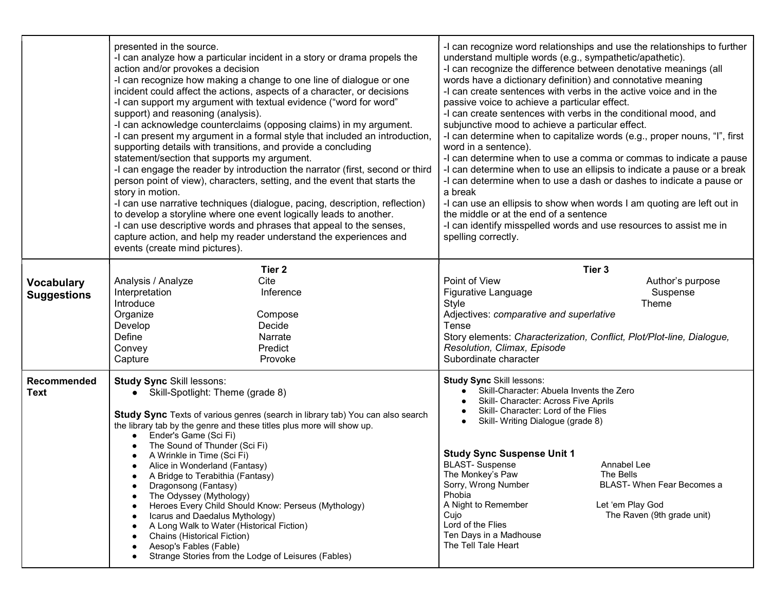| | | |
|---|---|---|
| | presented in the source.<br>-I can analyze how a particular incident in a story or drama propels the action and/or provokes a decision<br>-I can recognize how making a change to one line of dialogue or one incident could affect the actions, aspects of a character, or decisions<br>-I can support my argument with textual evidence ("word for word" support) and reasoning (analysis).<br>-I can acknowledge counterclaims (opposing claims) in my argument.<br>-I can present my argument in a formal style that included an introduction, supporting details with transitions, and provide a concluding statement/section that supports my argument.<br>-I can engage the reader by introduction the narrator (first, second or third person point of view), characters, setting, and the event that starts the story in motion.<br>-I can use narrative techniques (dialogue, pacing, description, reflection) to develop a storyline where one event logically leads to another.<br>-I can use descriptive words and phrases that appeal to the senses, capture action, and help my reader understand the experiences and events (create mind pictures). | -I can recognize word relationships and use the relationships to further understand multiple words (e.g., sympathetic/apathetic).<br>-I can recognize the difference between denotative meanings (all words have a dictionary definition) and connotative meaning<br>-I can create sentences with verbs in the active voice and in the passive voice to achieve a particular effect.<br>-I can create sentences with verbs in the conditional mood, and subjunctive mood to achieve a particular effect.<br>-I can determine when to capitalize words (e.g., proper nouns, "I", first word in a sentence).<br>-I can determine when to use a comma or commas to indicate a pause<br>-I can determine when to use an ellipsis to indicate a pause or a break<br>-I can determine when to use a dash or dashes to indicate a pause or a break<br>-I can use an ellipsis to show when words I am quoting are left out in the middle or at the end of a sentence<br>-I can identify misspelled words and use resources to assist me in spelling correctly. |
| **Vocabulary Suggestions** | **Tier 2**<br>Analysis / Analyze, Cite<br>Interpretation, Inference<br>Introduce<br>Organize, Compose<br>Develop, Decide<br>Define, Narrate<br>Convey, Predict<br>Capture, Provoke | **Tier 3**<br>Point of View, Author's purpose<br>Figurative Language, Suspense<br>Style, Theme<br>Adjectives: *comparative and superlative*<br>Tense<br>Story elements: *Characterization, Conflict, Plot/Plot-line, Dialogue, Resolution, Climax, Episode*<br>Subordinate character |
| **Recommended Text** | **Study Sync** Skill lessons:<br>● Skill-Spotlight: Theme (grade 8)<br><br>**Study Sync** Texts of various genres (search in library tab) You can also search the library tab by the genre and these titles plus more will show up.<br>● Ender's Game (Sci Fi)<br>● The Sound of Thunder (Sci Fi)<br>● A Wrinkle in Time (Sci Fi)<br>● Alice in Wonderland (Fantasy)<br>● A Bridge to Terabithia (Fantasy)<br>● Dragonsong (Fantasy)<br>● The Odyssey (Mythology)<br>● Heroes Every Child Should Know: Perseus (Mythology)<br>● Icarus and Daedalus Mythology)<br>● A Long Walk to Water (Historical Fiction)<br>● Chains (Historical Fiction)<br>● Aesop's Fables (Fable)<br>● Strange Stories from the Lodge of Leisures (Fables) | **Study Sync** Skill lessons:<br>● Skill-Character: Abuela Invents the Zero<br>● Skill- Character: Across Five Aprils<br>● Skill- Character: Lord of the Flies<br>● Skill- Writing Dialogue (grade 8)<br><br>**Study Sync Suspense Unit 1**<br>BLAST- Suspense<br>The Monkey's Paw<br>Sorry, Wrong Number<br>Phobia<br>A Night to Remember<br>Cujo<br>Lord of the Flies<br>Ten Days in a Madhouse<br>The Tell Tale Heart<br>Annabel Lee<br>The Bells<br>BLAST- When Fear Becomes a<br>Let 'em Play God<br>The Raven (9th grade unit) |